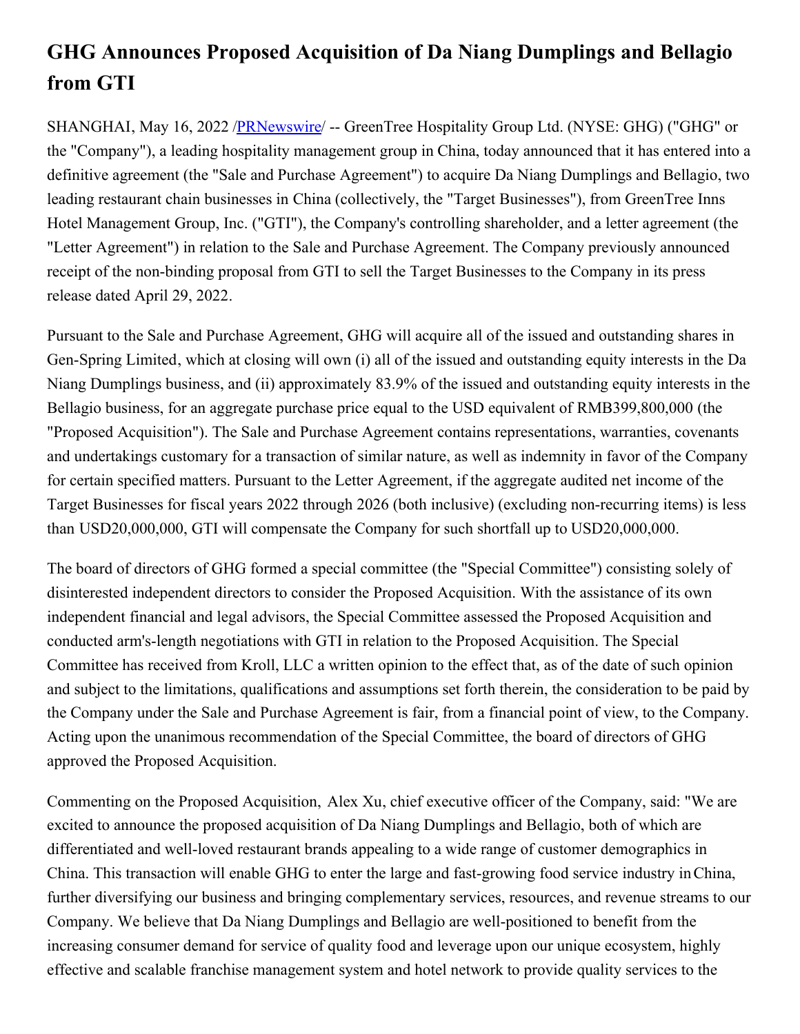# GHG Announces Proposed Acquisition of Da Niang Dumplings and Bellagio from GTI

SHANGHAI, May 16, 2022 /PRNewswire/ -- GreenTree Hospitality Group Ltd. (NYSE: GHG) ("GHG" or the "Company"), a leading hospitality management group in China, today announced that it has entered into a definitive agreement (the "Sale and Purchase Agreement") to acquire Da Niang Dumplings and Bellagio, two leading restaurant chain businesses in China (collectively, the "Target Businesses"), from GreenTree Inns Hotel Management Group, Inc. ("GTI"), the Company's controlling shareholder, and a letter agreement (the "Letter Agreement") in relation to the Sale and Purchase Agreement. The Company previously announced receipt of the non-binding proposal from GTI to sell the Target Businesses to the Company in its press release dated April 29, 2022.

Pursuant to the Sale and Purchase Agreement, GHG will acquire all of the issued and outstanding shares in Gen-Spring Limited, which at closing will own (i) all of the issued and outstanding equity interests in the Da Niang Dumplings business, and (ii) approximately 83.9% of the issued and outstanding equity interests in the Bellagio business, for an aggregate purchase price equal to the USD equivalent of RMB399,800,000 (the "Proposed Acquisition"). The Sale and Purchase Agreement contains representations, warranties, covenants and undertakings customary for a transaction of similar nature, as well as indemnity in favor of the Company for certain specified matters. Pursuant to the Letter Agreement, if the aggregate audited net income of the Target Businesses for fiscal years 2022 through 2026 (both inclusive) (excluding non-recurring items) is less than USD20,000,000, GTI will compensate the Company for such shortfall up to USD20,000,000.

The board of directors of GHG formed a special committee (the "Special Committee") consisting solely of disinterested independent directors to consider the Proposed Acquisition. With the assistance of its own independent financial and legal advisors, the Special Committee assessed the Proposed Acquisition and conducted arm's-length negotiations with GTI in relation to the Proposed Acquisition. The Special Committee has received from Kroll, LLC a written opinion to the effect that, as of the date of such opinion and subject to the limitations, qualifications and assumptions set forth therein, the consideration to be paid by the Company under the Sale and Purchase Agreement is fair, from a financial point of view, to the Company. Acting upon the unanimous recommendation of the Special Committee, the board of directors of GHG approved the Proposed Acquisition.

Commenting on the Proposed Acquisition, Alex Xu, chief executive officer of the Company, said: "We are excited to announce the proposed acquisition of Da Niang Dumplings and Bellagio, both of which are differentiated and well-loved restaurant brands appealing to a wide range of customer demographics in China. This transaction will enable GHG to enter the large and fast-growing food service industry in China, further diversifying our business and bringing complementary services, resources, and revenue streams to our Company. We believe that Da Niang Dumplings and Bellagio are well-positioned to benefit from the increasing consumer demand for service of quality food and leverage upon our unique ecosystem, highly effective and scalable franchise management system and hotel network to provide quality services to the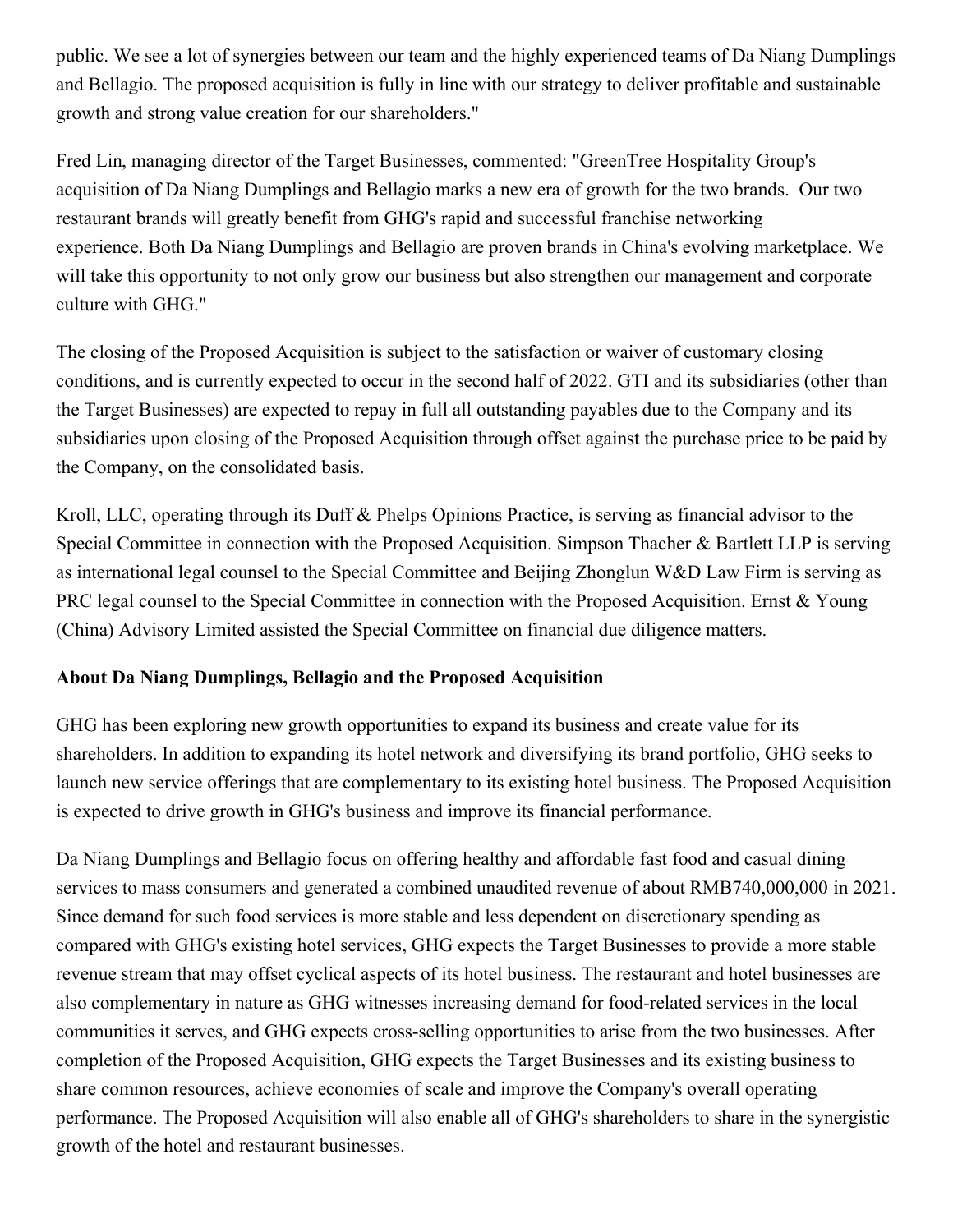public. We see a lot of synergies between our team and the highly experienced teams of Da Niang Dumplings and Bellagio. The proposed acquisition is fully in line with our strategy to deliver profitable and sustainable growth and strong value creation for our shareholders."

Fred Lin, managing director of the Target Businesses, commented: "GreenTree Hospitality Group's acquisition of Da Niang Dumplings and Bellagio marks a new era of growth for the two brands. Our two restaurant brands will greatly benefit from GHG's rapid and successful franchise networking experience. Both Da Niang Dumplings and Bellagio are proven brands in China's evolving marketplace. We will take this opportunity to not only grow our business but also strengthen our management and corporate culture with GHG."

The closing of the Proposed Acquisition is subject to the satisfaction or waiver of customary closing conditions, and is currently expected to occur in the second half of 2022. GTI and its subsidiaries (other than the Target Businesses) are expected to repay in full all outstanding payables due to the Company and its subsidiaries upon closing of the Proposed Acquisition through offset against the purchase price to be paid by the Company, on the consolidated basis.

Kroll, LLC, operating through its Duff & Phelps Opinions Practice, is serving as financial advisor to the Special Committee in connection with the Proposed Acquisition. Simpson Thacher & Bartlett LLP is serving as international legal counsel to the Special Committee and Beijing Zhonglun W&D Law Firm is serving as PRC legal counsel to the Special Committee in connection with the Proposed Acquisition. Ernst & Young (China) Advisory Limited assisted the Special Committee on financial due diligence matters.

**About Da Niang Dumplings, Bellagio and the Proposed Acquisition**

GHG has been exploring new growth opportunities to expand its business and create value for its shareholders. In addition to expanding its hotel network and diversifying its brand portfolio, GHG seeks to launch new service offerings that are complementary to its existing hotel business. The Proposed Acquisition is expected to drive growth in GHG's business and improve its financial performance.

Da Niang Dumplings and Bellagio focus on offering healthy and affordable fast food and casual dining services to mass consumers and generated a combined unaudited revenue of about RMB740,000,000 in 2021. Since demand for such food services is more stable and less dependent on discretionary spending as compared with GHG's existing hotel services, GHG expects the Target Businesses to provide a more stable revenue stream that may offset cyclical aspects of its hotel business. The restaurant and hotel businesses are also complementary in nature as GHG witnesses increasing demand for food-related services in the local communities it serves, and GHG expects cross-selling opportunities to arise from the two businesses. After completion of the Proposed Acquisition, GHG expects the Target Businesses and its existing business to share common resources, achieve economies of scale and improve the Company's overall operating performance. The Proposed Acquisition will also enable all of GHG's shareholders to share in the synergistic growth of the hotel and restaurant businesses.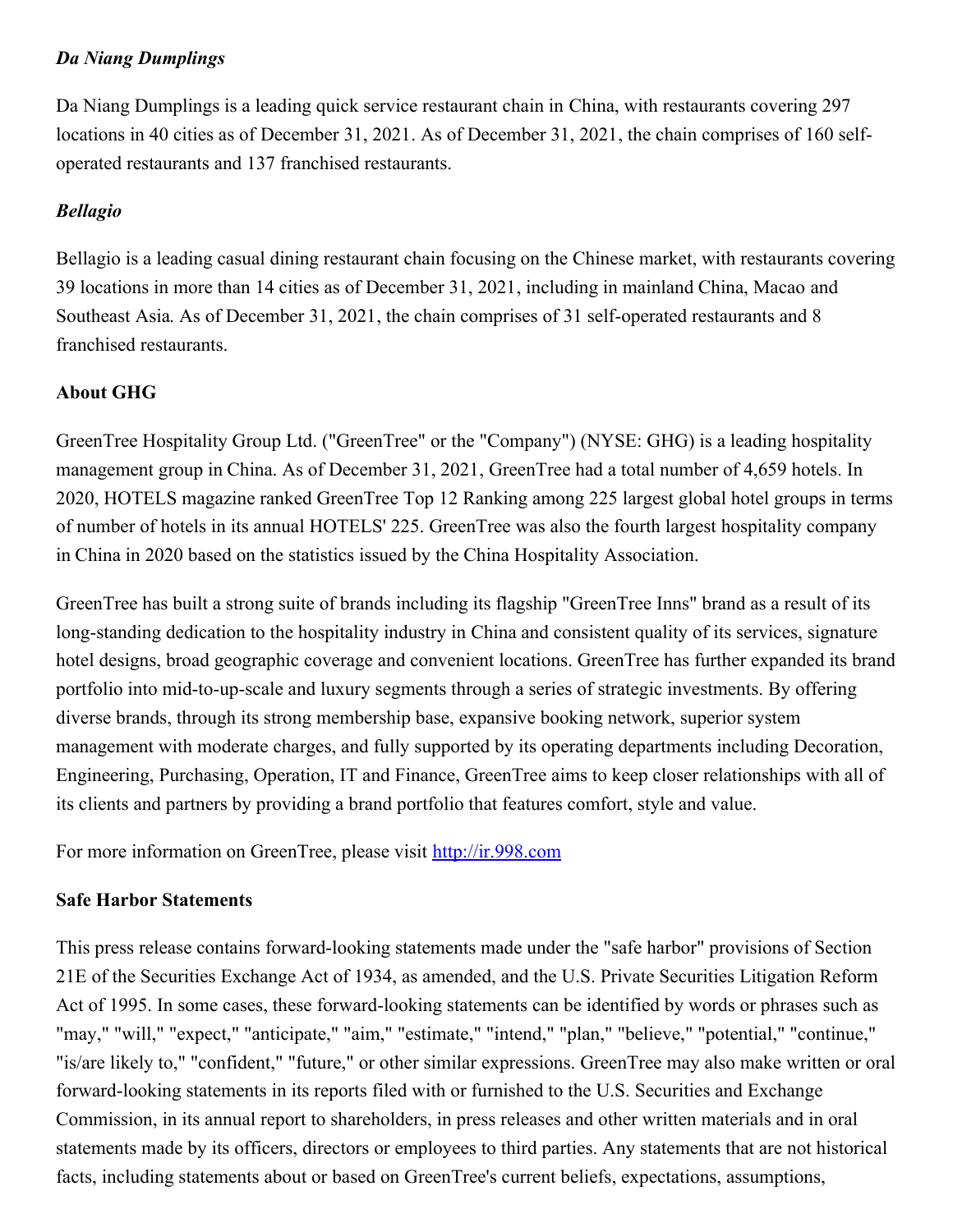### *Da Niang Dumplings*

Da Niang Dumplings is a leading quick service restaurant chain in China, with restaurants covering 297 locations in 40 cities as of December 31, 2021. As of December 31, 2021, the chain comprises of 160 self-operated restaurants and 137 franchised restaurants.

### *Bellagio*

Bellagio is a leading casual dining restaurant chain focusing on the Chinese market, with restaurants covering 39 locations in more than 14 cities as of December 31, 2021, including in mainland China, Macao and Southeast Asia. As of December 31, 2021, the chain comprises of 31 self-operated restaurants and 8 franchised restaurants.

## About GHG

GreenTree Hospitality Group Ltd. ("GreenTree" or the "Company") (NYSE: GHG) is a leading hospitality management group in China. As of December 31, 2021, GreenTree had a total number of 4,659 hotels. In 2020, HOTELS magazine ranked GreenTree Top 12 Ranking among 225 largest global hotel groups in terms of number of hotels in its annual HOTELS' 225. GreenTree was also the fourth largest hospitality company in China in 2020 based on the statistics issued by the China Hospitality Association.

GreenTree has built a strong suite of brands including its flagship "GreenTree Inns" brand as a result of its long-standing dedication to the hospitality industry in China and consistent quality of its services, signature hotel designs, broad geographic coverage and convenient locations. GreenTree has further expanded its brand portfolio into mid-to-up-scale and luxury segments through a series of strategic investments. By offering diverse brands, through its strong membership base, expansive booking network, superior system management with moderate charges, and fully supported by its operating departments including Decoration, Engineering, Purchasing, Operation, IT and Finance, GreenTree aims to keep closer relationships with all of its clients and partners by providing a brand portfolio that features comfort, style and value.

For more information on GreenTree, please visit [http://ir.998.com](http://ir.998.com)

## Safe Harbor Statements

This press release contains forward-looking statements made under the "safe harbor" provisions of Section 21E of the Securities Exchange Act of 1934, as amended, and the U.S. Private Securities Litigation Reform Act of 1995. In some cases, these forward-looking statements can be identified by words or phrases such as "may," "will," "expect," "anticipate," "aim," "estimate," "intend," "plan," "believe," "potential," "continue," "is/are likely to," "confident," "future," or other similar expressions. GreenTree may also make written or oral forward-looking statements in its reports filed with or furnished to the U.S. Securities and Exchange Commission, in its annual report to shareholders, in press releases and other written materials and in oral statements made by its officers, directors or employees to third parties. Any statements that are not historical facts, including statements about or based on GreenTree's current beliefs, expectations, assumptions,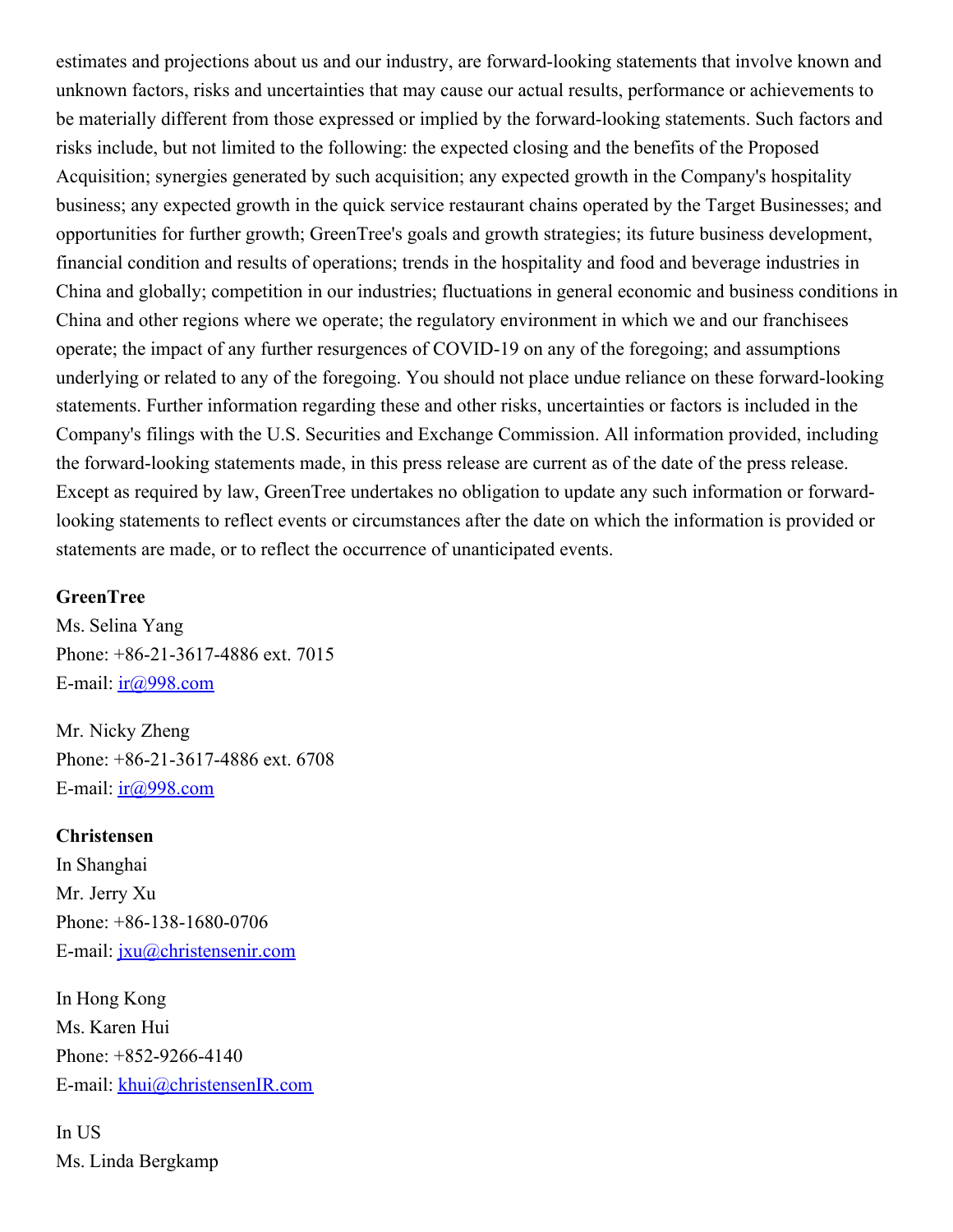estimates and projections about us and our industry, are forward-looking statements that involve known and unknown factors, risks and uncertainties that may cause our actual results, performance or achievements to be materially different from those expressed or implied by the forward-looking statements. Such factors and risks include, but not limited to the following: the expected closing and the benefits of the Proposed Acquisition; synergies generated by such acquisition; any expected growth in the Company's hospitality business; any expected growth in the quick service restaurant chains operated by the Target Businesses; and opportunities for further growth; GreenTree's goals and growth strategies; its future business development, financial condition and results of operations; trends in the hospitality and food and beverage industries in China and globally; competition in our industries; fluctuations in general economic and business conditions in China and other regions where we operate; the regulatory environment in which we and our franchisees operate; the impact of any further resurgences of COVID-19 on any of the foregoing; and assumptions underlying or related to any of the foregoing. You should not place undue reliance on these forward-looking statements. Further information regarding these and other risks, uncertainties or factors is included in the Company's filings with the U.S. Securities and Exchange Commission. All information provided, including the forward-looking statements made, in this press release are current as of the date of the press release. Except as required by law, GreenTree undertakes no obligation to update any such information or forward-looking statements to reflect events or circumstances after the date on which the information is provided or statements are made, or to reflect the occurrence of unanticipated events.

**GreenTree**
Ms. Selina Yang
Phone: +86-21-3617-4886 ext. 7015
E-mail: ir@998.com

Mr. Nicky Zheng
Phone: +86-21-3617-4886 ext. 6708
E-mail: ir@998.com

**Christensen**
In Shanghai
Mr. Jerry Xu
Phone: +86-138-1680-0706
E-mail: jxu@christensenir.com

In Hong Kong
Ms. Karen Hui
Phone: +852-9266-4140
E-mail: khui@christensenIR.com

In US
Ms. Linda Bergkamp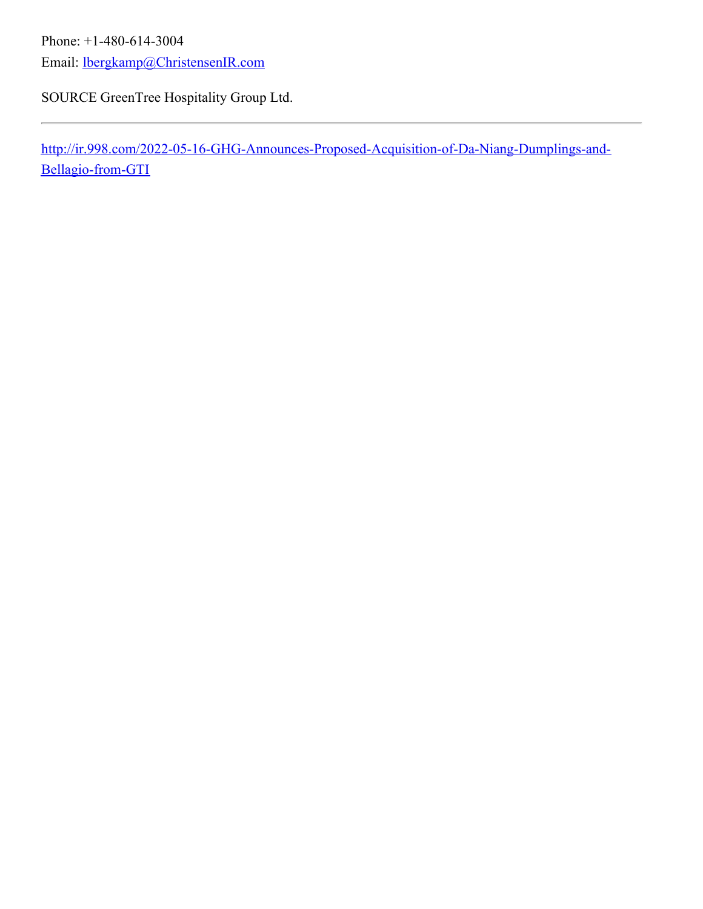Phone: +1-480-614-3004
Email: [lbergkamp@ChristensenIR.com](mailto:lbergkamp@ChristensenIR.com)

SOURCE GreenTree Hospitality Group Ltd.

---

[http://ir.998.com/2022-05-16-GHG-Announces-Proposed-Acquisition-of-Da-Niang-Dumplings-and-Bellagio-from-GTI](http://ir.998.com/2022-05-16-GHG-Announces-Proposed-Acquisition-of-Da-Niang-Dumplings-and-Bellagio-from-GTI)